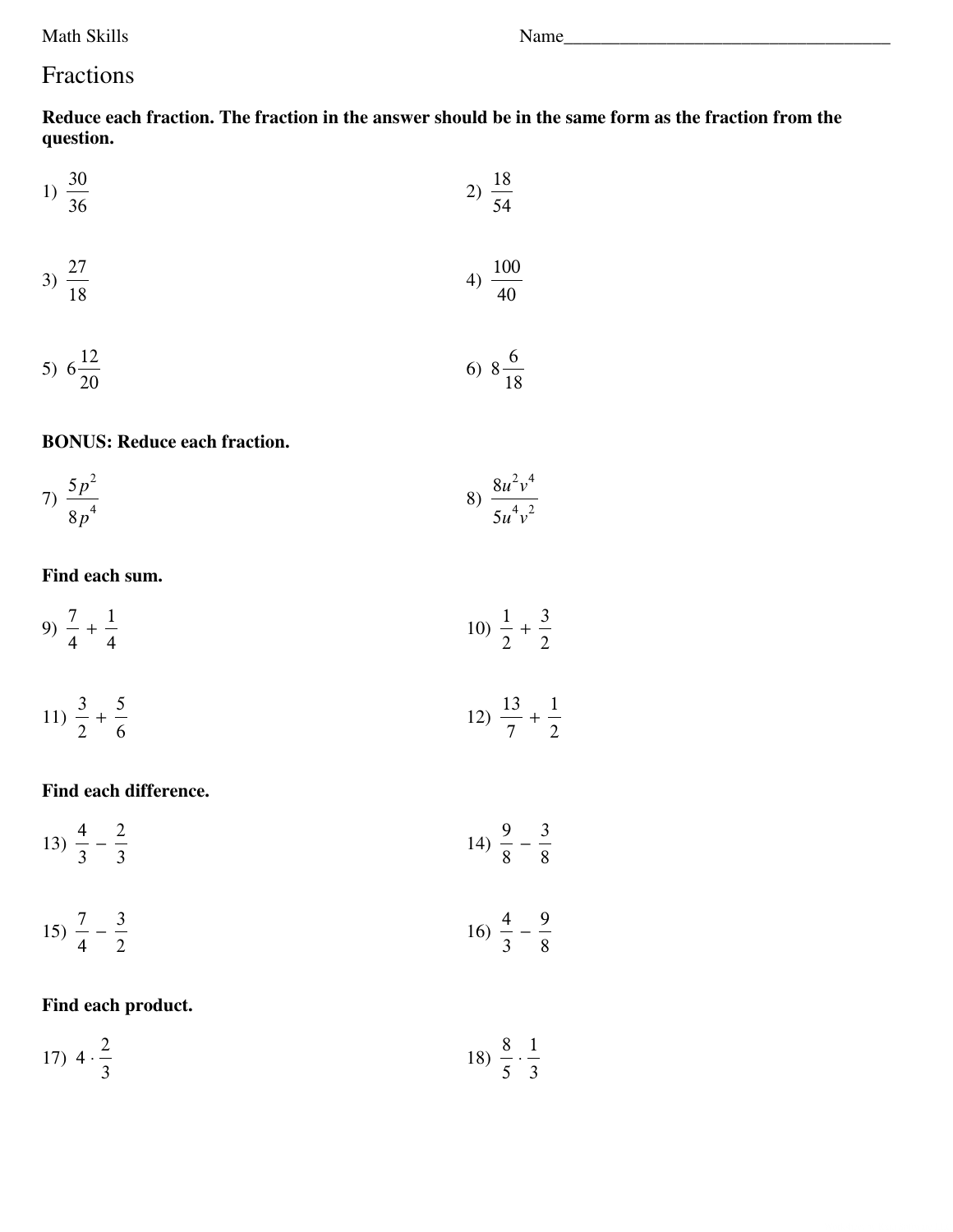Math Skills Name___________________________________

# Fractions

**Reduce each fraction. The fraction in the answer should be in the same form as the fraction from the question.**

1) $\frac{30}{36}$

2) $\frac{18}{54}$

3) $\frac{27}{18}$

4) $\frac{100}{40}$

5) $6\frac{12}{20}$

6) $8\frac{6}{18}$

**BONUS: Reduce each fraction.**

7) $\frac{5p^2}{8p^4}$

8) $\frac{8u^2v^4}{5u^4v^2}$

**Find each sum.**

9) $\frac{7}{4} + \frac{1}{4}$

10) $\frac{1}{2} + \frac{3}{2}$

11) $\frac{3}{2} + \frac{5}{6}$

12) $\frac{13}{7} + \frac{1}{2}$

**Find each difference.**

13) $\frac{4}{3} - \frac{2}{3}$

14) $\frac{9}{8} - \frac{3}{8}$

15) $\frac{7}{4} - \frac{3}{2}$

16) $\frac{4}{3} - \frac{9}{8}$

**Find each product.**

17) $4 \cdot \frac{2}{3}$

18) $\frac{8}{5} \cdot \frac{1}{3}$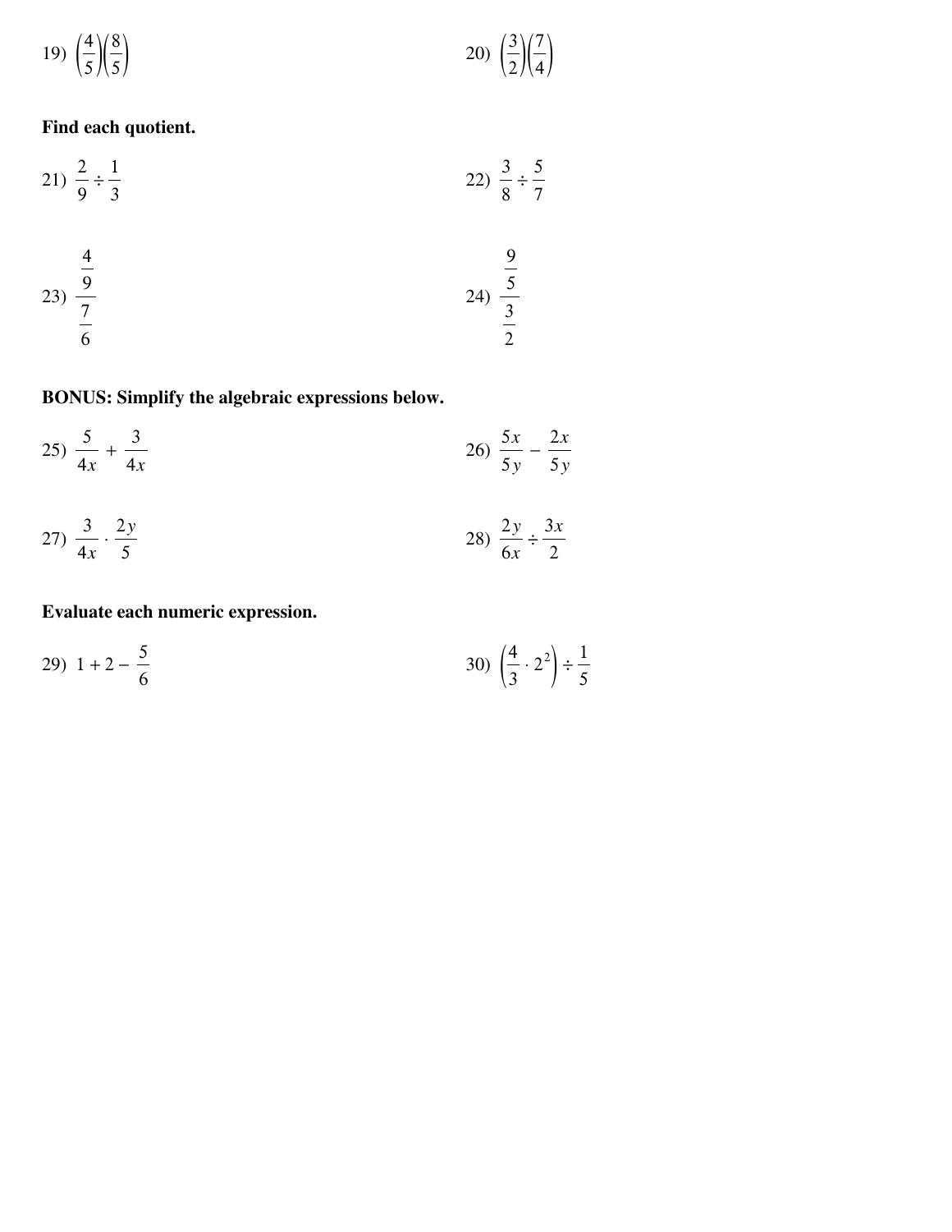19) $\left(\frac{4}{5}\right)\left(\frac{8}{5}\right)$

20) $\left(\frac{3}{2}\right)\left(\frac{7}{4}\right)$

**Find each quotient.**

21) $\frac{2}{9} \div \frac{1}{3}$

22) $\frac{3}{8} \div \frac{5}{7}$

23) $\dfrac{\frac{4}{9}}{\frac{7}{6}}$

24) $\dfrac{\frac{9}{5}}{\frac{3}{2}}$

**BONUS: Simplify the algebraic expressions below.**

25) $\frac{5}{4x} + \frac{3}{4x}$

26) $\frac{5x}{5y} - \frac{2x}{5y}$

27) $\frac{3}{4x} \cdot \frac{2y}{5}$

28) $\frac{2y}{6x} \div \frac{3x}{2}$

**Evaluate each numeric expression.**

29) $1 + 2 - \frac{5}{6}$

30) $\left(\frac{4}{3} \cdot 2^2\right) \div \frac{1}{5}$